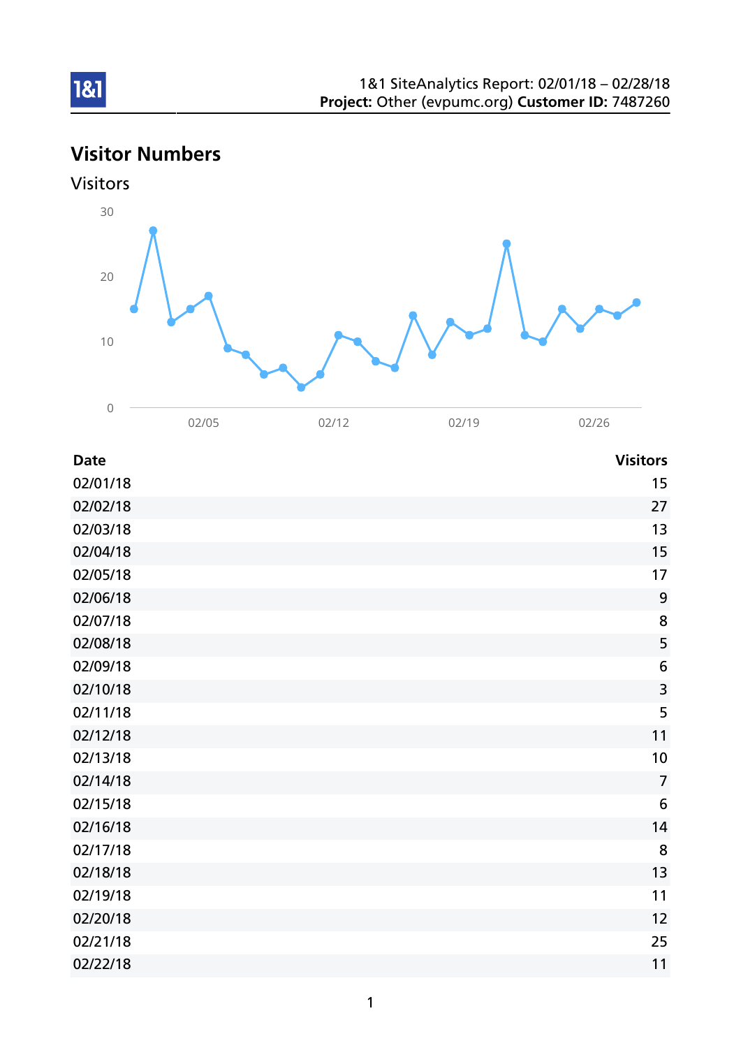1&1 SiteAnalytics Report: 02/01/18 – 02/28/18
**Project:** Other (evpumc.org) **Customer ID:** 7487260

# Visitor Numbers

## Visitors

| Date | Visitors |
| --- | --- |
| 02/01/18 | 15 |
| 02/02/18 | 27 |
| 02/03/18 | 13 |
| 02/04/18 | 15 |
| 02/05/18 | 17 |
| 02/06/18 | 9 |
| 02/07/18 | 8 |
| 02/08/18 | 5 |
| 02/09/18 | 6 |
| 02/10/18 | 3 |
| 02/11/18 | 5 |
| 02/12/18 | 11 |
| 02/13/18 | 10 |
| 02/14/18 | 7 |
| 02/15/18 | 6 |
| 02/16/18 | 14 |
| 02/17/18 | 8 |
| 02/18/18 | 13 |
| 02/19/18 | 11 |
| 02/20/18 | 12 |
| 02/21/18 | 25 |
| 02/22/18 | 11 |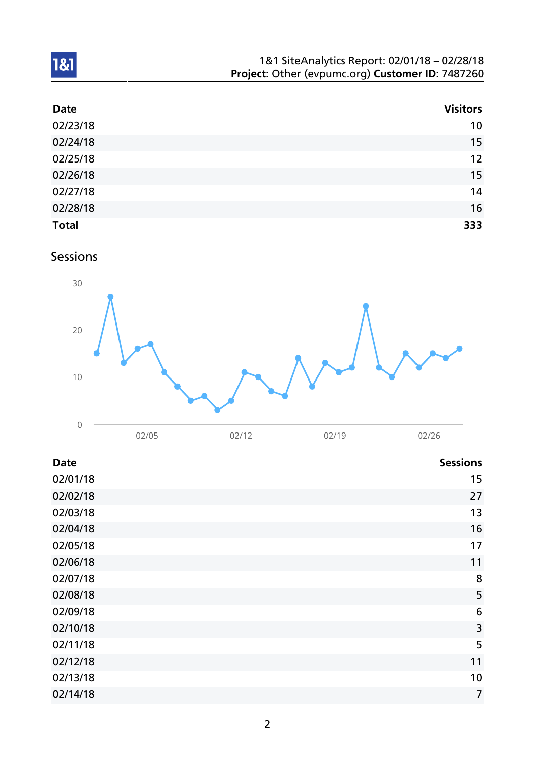| Date | Visitors |
|---|---|
| 02/23/18 | 10 |
| 02/24/18 | 15 |
| 02/25/18 | 12 |
| 02/26/18 | 15 |
| 02/27/18 | 14 |
| 02/28/18 | 16 |
| **Total** | **333** |

## Sessions

| Date | Sessions |
|---|---|
| 02/01/18 | 15 |
| 02/02/18 | 27 |
| 02/03/18 | 13 |
| 02/04/18 | 16 |
| 02/05/18 | 17 |
| 02/06/18 | 11 |
| 02/07/18 | 8 |
| 02/08/18 | 5 |
| 02/09/18 | 6 |
| 02/10/18 | 3 |
| 02/11/18 | 5 |
| 02/12/18 | 11 |
| 02/13/18 | 10 |
| 02/14/18 | 7 |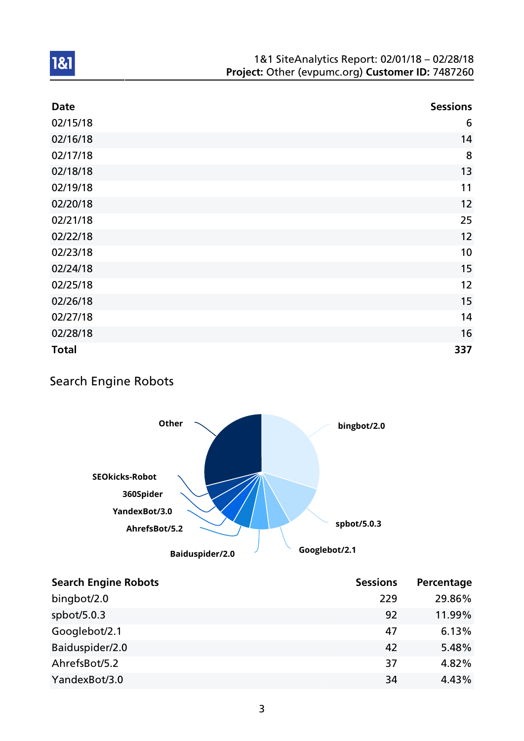| Date | Sessions |
|---|---|
| 02/15/18 | 6 |
| 02/16/18 | 14 |
| 02/17/18 | 8 |
| 02/18/18 | 13 |
| 02/19/18 | 11 |
| 02/20/18 | 12 |
| 02/21/18 | 25 |
| 02/22/18 | 12 |
| 02/23/18 | 10 |
| 02/24/18 | 15 |
| 02/25/18 | 12 |
| 02/26/18 | 15 |
| 02/27/18 | 14 |
| 02/28/18 | 16 |
| **Total** | **337** |

## Search Engine Robots

| Search Engine Robots | Sessions | Percentage |
|---|---|---|
| bingbot/2.0 | 229 | 29.86% |
| spbot/5.0.3 | 92 | 11.99% |
| Googlebot/2.1 | 47 | 6.13% |
| Baiduspider/2.0 | 42 | 5.48% |
| AhrefsBot/5.2 | 37 | 4.82% |
| YandexBot/3.0 | 34 | 4.43% |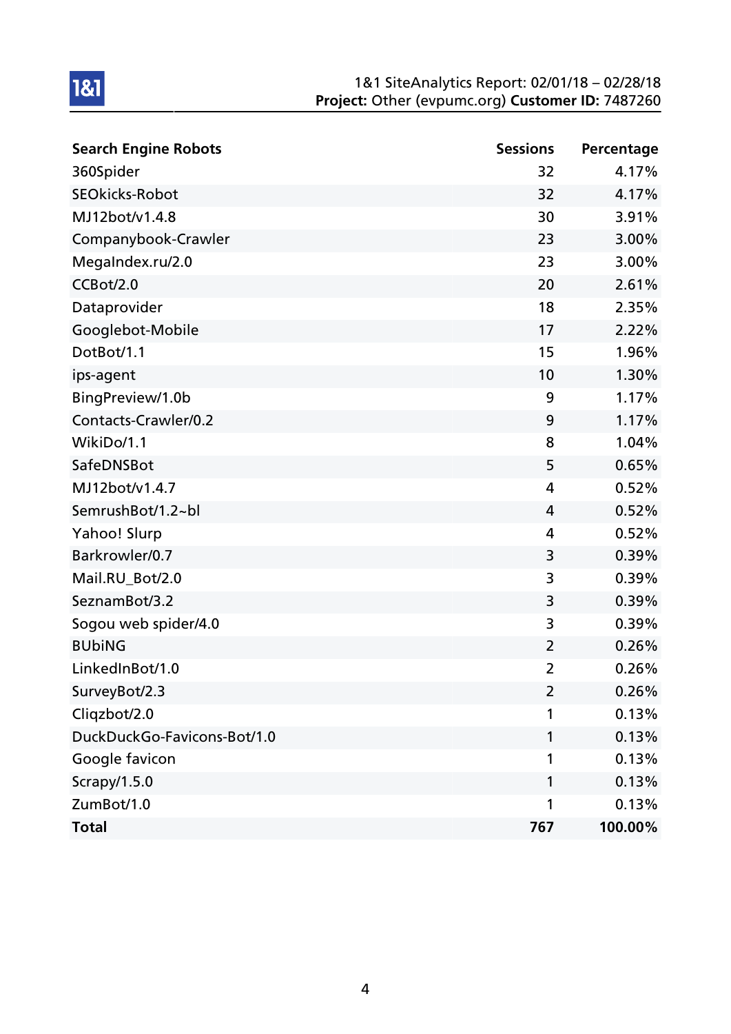| Search Engine Robots | Sessions | Percentage |
|---|---|---|
| 360Spider | 32 | 4.17% |
| SEOkicks-Robot | 32 | 4.17% |
| MJ12bot/v1.4.8 | 30 | 3.91% |
| Companybook-Crawler | 23 | 3.00% |
| MegaIndex.ru/2.0 | 23 | 3.00% |
| CCBot/2.0 | 20 | 2.61% |
| Dataprovider | 18 | 2.35% |
| Googlebot-Mobile | 17 | 2.22% |
| DotBot/1.1 | 15 | 1.96% |
| ips-agent | 10 | 1.30% |
| BingPreview/1.0b | 9 | 1.17% |
| Contacts-Crawler/0.2 | 9 | 1.17% |
| WikiDo/1.1 | 8 | 1.04% |
| SafeDNSBot | 5 | 0.65% |
| MJ12bot/v1.4.7 | 4 | 0.52% |
| SemrushBot/1.2~bl | 4 | 0.52% |
| Yahoo! Slurp | 4 | 0.52% |
| Barkrowler/0.7 | 3 | 0.39% |
| Mail.RU_Bot/2.0 | 3 | 0.39% |
| SeznamBot/3.2 | 3 | 0.39% |
| Sogou web spider/4.0 | 3 | 0.39% |
| BUbiNG | 2 | 0.26% |
| LinkedInBot/1.0 | 2 | 0.26% |
| SurveyBot/2.3 | 2 | 0.26% |
| Cliqzbot/2.0 | 1 | 0.13% |
| DuckDuckGo-Favicons-Bot/1.0 | 1 | 0.13% |
| Google favicon | 1 | 0.13% |
| Scrapy/1.5.0 | 1 | 0.13% |
| ZumBot/1.0 | 1 | 0.13% |
| **Total** | **767** | **100.00%** |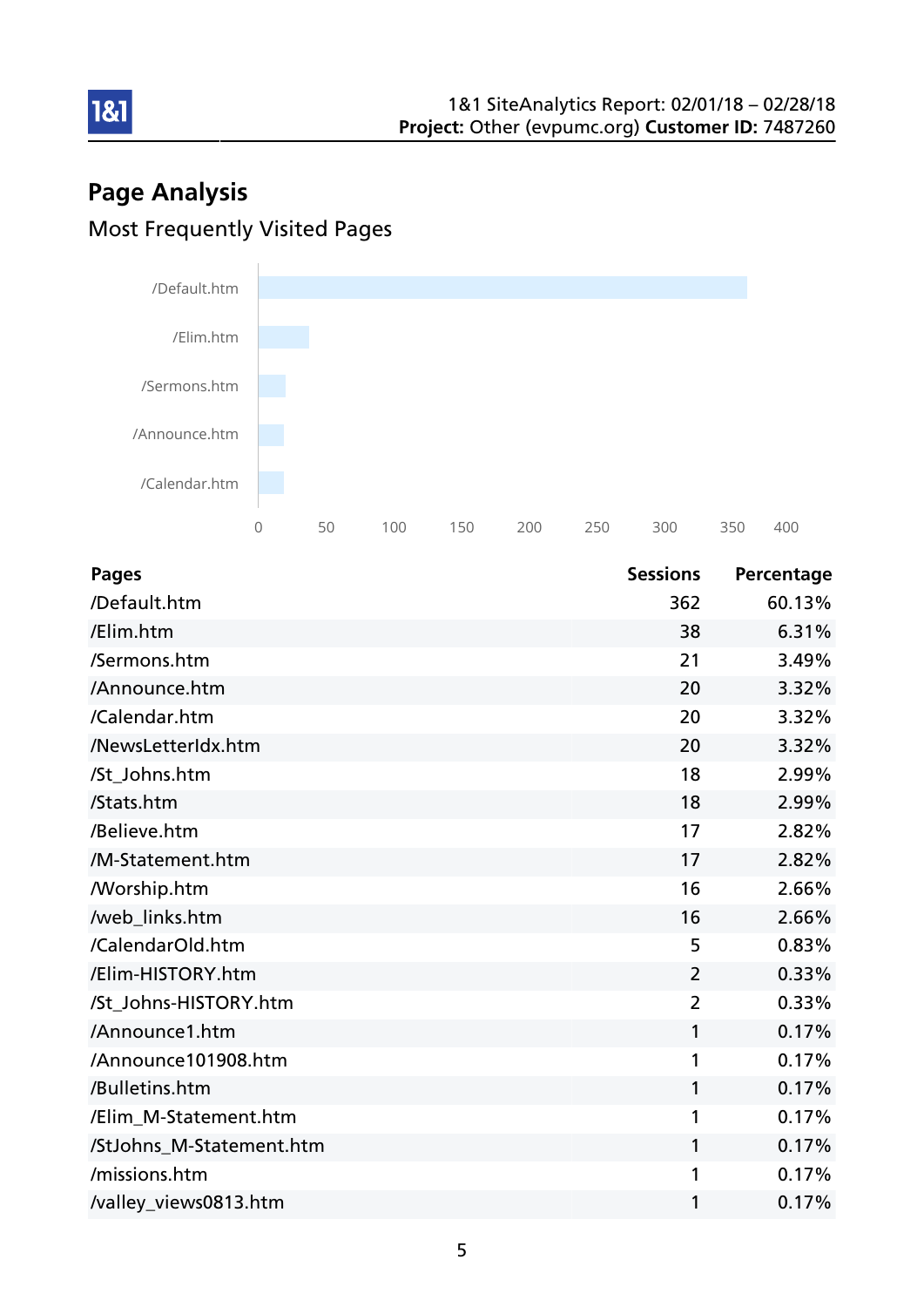## Page Analysis

### Most Frequently Visited Pages

| Pages | Sessions | Percentage |
|---|---|---|
| /Default.htm | 362 | 60.13% |
| /Elim.htm | 38 | 6.31% |
| /Sermons.htm | 21 | 3.49% |
| /Announce.htm | 20 | 3.32% |
| /Calendar.htm | 20 | 3.32% |
| /NewsLetterIdx.htm | 20 | 3.32% |
| /St_Johns.htm | 18 | 2.99% |
| /Stats.htm | 18 | 2.99% |
| /Believe.htm | 17 | 2.82% |
| /M-Statement.htm | 17 | 2.82% |
| /Worship.htm | 16 | 2.66% |
| /web_links.htm | 16 | 2.66% |
| /CalendarOld.htm | 5 | 0.83% |
| /Elim-HISTORY.htm | 2 | 0.33% |
| /St_Johns-HISTORY.htm | 2 | 0.33% |
| /Announce1.htm | 1 | 0.17% |
| /Announce101908.htm | 1 | 0.17% |
| /Bulletins.htm | 1 | 0.17% |
| /Elim_M-Statement.htm | 1 | 0.17% |
| /StJohns_M-Statement.htm | 1 | 0.17% |
| /missions.htm | 1 | 0.17% |
| /valley_views0813.htm | 1 | 0.17% |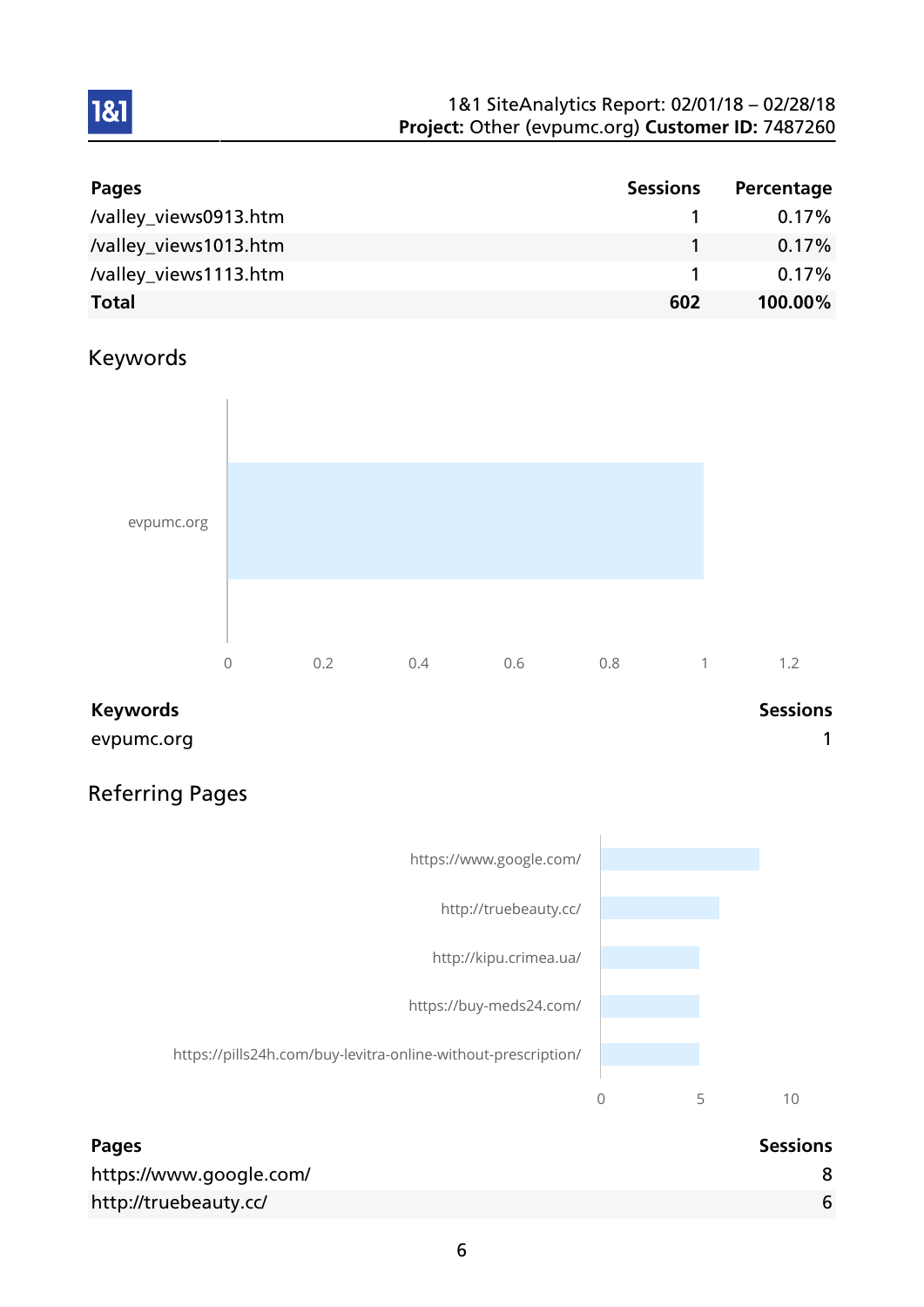| Pages | Sessions | Percentage |
| --- | --- | --- |
| /valley_views0913.htm | 1 | 0.17% |
| /valley_views1013.htm | 1 | 0.17% |
| /valley_views1113.htm | 1 | 0.17% |
| **Total** | **602** | **100.00%** |

## Keywords

| Keywords | Sessions |
| --- | --- |
| evpumc.org | 1 |

## Referring Pages

| Pages | Sessions |
| --- | --- |
| https://www.google.com/ | 8 |
| http://truebeauty.cc/ | 6 |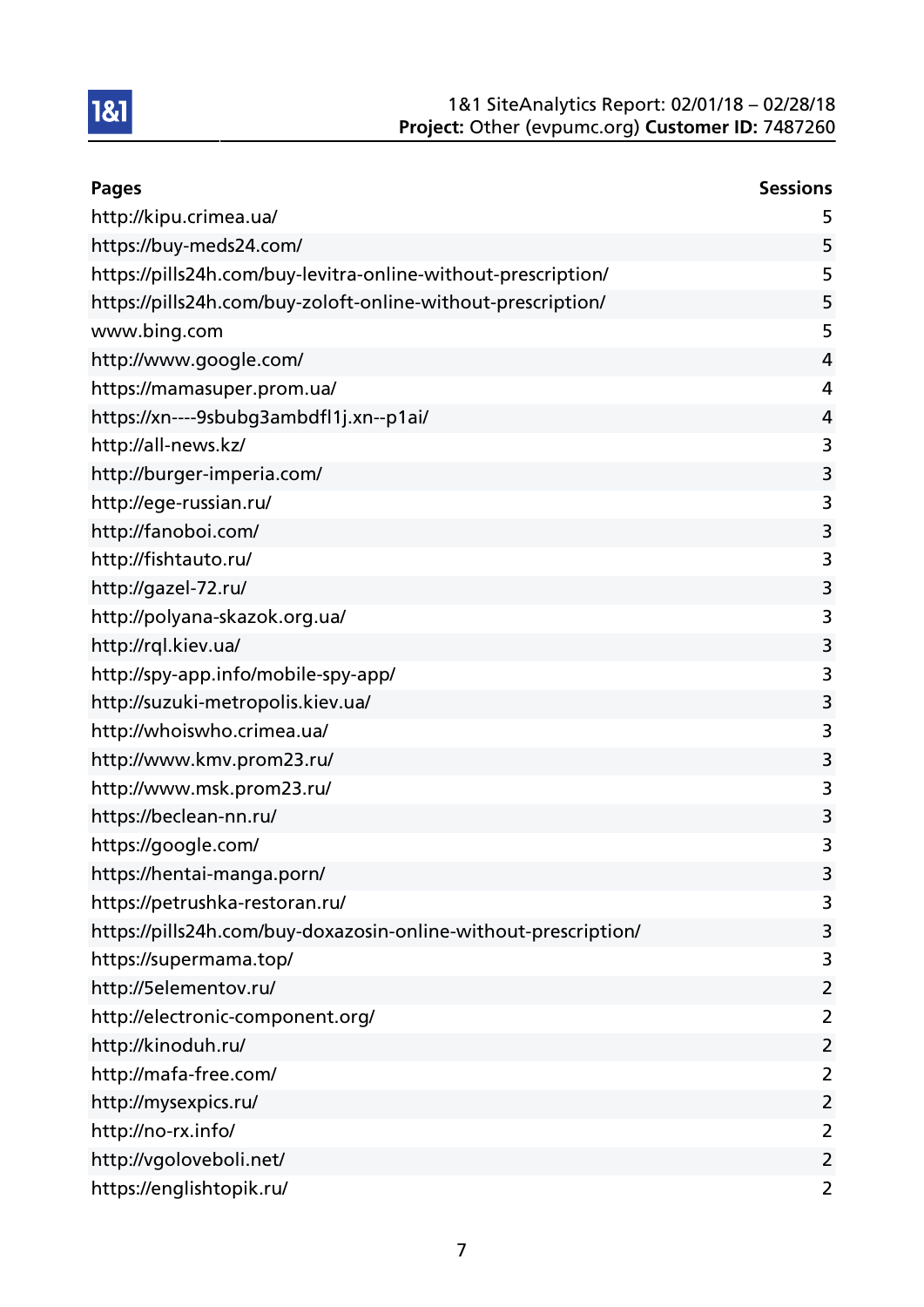| Pages | Sessions |
|---|---|
| http://kipu.crimea.ua/ | 5 |
| https://buy-meds24.com/ | 5 |
| https://pills24h.com/buy-levitra-online-without-prescription/ | 5 |
| https://pills24h.com/buy-zoloft-online-without-prescription/ | 5 |
| www.bing.com | 5 |
| http://www.google.com/ | 4 |
| https://mamasuper.prom.ua/ | 4 |
| https://xn----9sbubg3ambdfl1j.xn--p1ai/ | 4 |
| http://all-news.kz/ | 3 |
| http://burger-imperia.com/ | 3 |
| http://ege-russian.ru/ | 3 |
| http://fanoboi.com/ | 3 |
| http://fishtauto.ru/ | 3 |
| http://gazel-72.ru/ | 3 |
| http://polyana-skazok.org.ua/ | 3 |
| http://rql.kiev.ua/ | 3 |
| http://spy-app.info/mobile-spy-app/ | 3 |
| http://suzuki-metropolis.kiev.ua/ | 3 |
| http://whoiswho.crimea.ua/ | 3 |
| http://www.kmv.prom23.ru/ | 3 |
| http://www.msk.prom23.ru/ | 3 |
| https://beclean-nn.ru/ | 3 |
| https://google.com/ | 3 |
| https://hentai-manga.porn/ | 3 |
| https://petrushka-restoran.ru/ | 3 |
| https://pills24h.com/buy-doxazosin-online-without-prescription/ | 3 |
| https://supermama.top/ | 3 |
| http://5elementov.ru/ | 2 |
| http://electronic-component.org/ | 2 |
| http://kinoduh.ru/ | 2 |
| http://mafa-free.com/ | 2 |
| http://mysexpics.ru/ | 2 |
| http://no-rx.info/ | 2 |
| http://vgoloveboli.net/ | 2 |
| https://englishtopik.ru/ | 2 |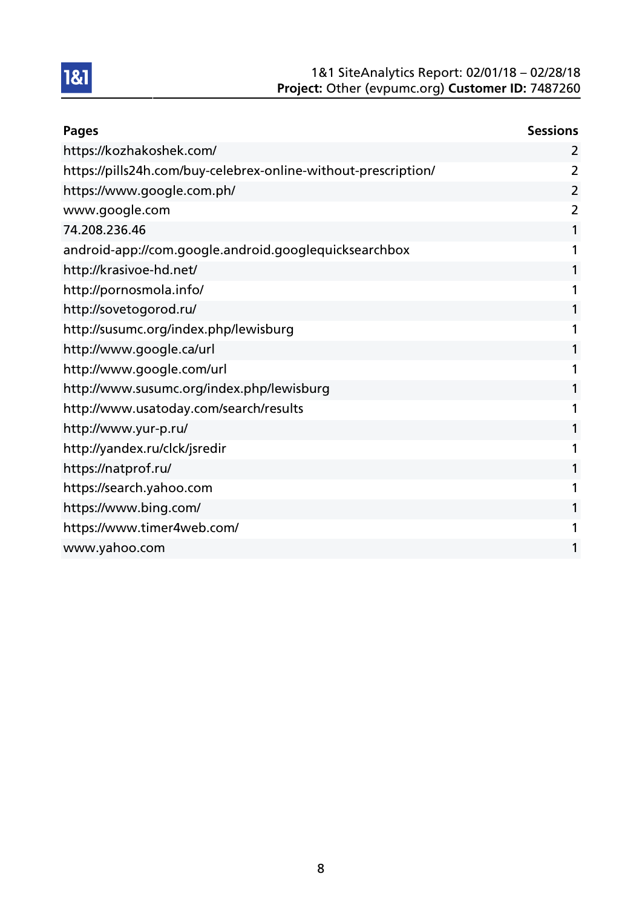| Pages | Sessions |
| --- | --- |
| https://kozhakoshek.com/ | 2 |
| https://pills24h.com/buy-celebrex-online-without-prescription/ | 2 |
| https://www.google.com.ph/ | 2 |
| www.google.com | 2 |
| 74.208.236.46 | 1 |
| android-app://com.google.android.googlequicksearchbox | 1 |
| http://krasivoe-hd.net/ | 1 |
| http://pornosmola.info/ | 1 |
| http://sovetogorod.ru/ | 1 |
| http://susumc.org/index.php/lewisburg | 1 |
| http://www.google.ca/url | 1 |
| http://www.google.com/url | 1 |
| http://www.susumc.org/index.php/lewisburg | 1 |
| http://www.usatoday.com/search/results | 1 |
| http://www.yur-p.ru/ | 1 |
| http://yandex.ru/clck/jsredir | 1 |
| https://natprof.ru/ | 1 |
| https://search.yahoo.com | 1 |
| https://www.bing.com/ | 1 |
| https://www.timer4web.com/ | 1 |
| www.yahoo.com | 1 |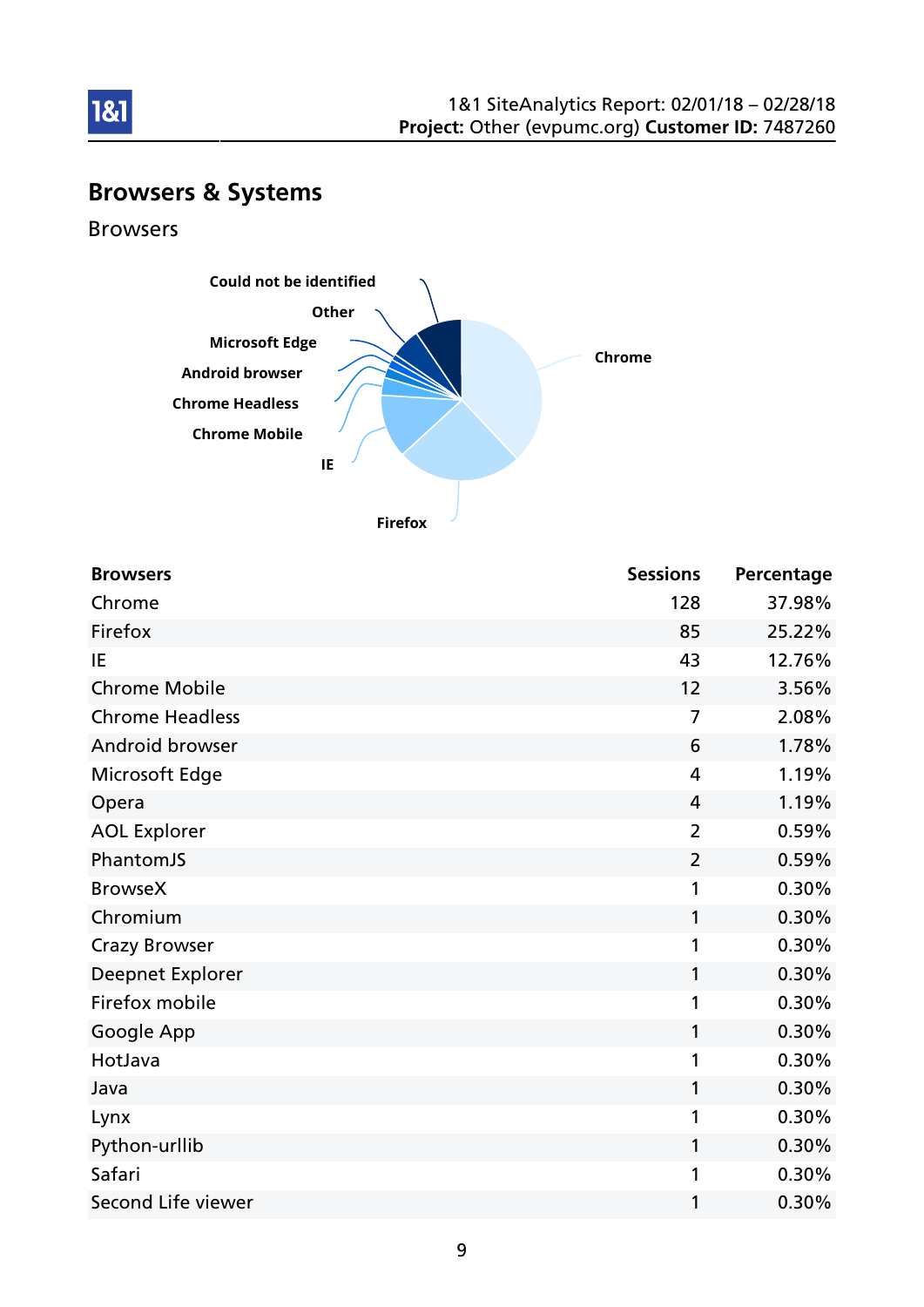## Browsers & Systems

### Browsers

| Browsers | Sessions | Percentage |
|---|---|---|
| Chrome | 128 | 37.98% |
| Firefox | 85 | 25.22% |
| IE | 43 | 12.76% |
| Chrome Mobile | 12 | 3.56% |
| Chrome Headless | 7 | 2.08% |
| Android browser | 6 | 1.78% |
| Microsoft Edge | 4 | 1.19% |
| Opera | 4 | 1.19% |
| AOL Explorer | 2 | 0.59% |
| PhantomJS | 2 | 0.59% |
| BrowseX | 1 | 0.30% |
| Chromium | 1 | 0.30% |
| Crazy Browser | 1 | 0.30% |
| Deepnet Explorer | 1 | 0.30% |
| Firefox mobile | 1 | 0.30% |
| Google App | 1 | 0.30% |
| HotJava | 1 | 0.30% |
| Java | 1 | 0.30% |
| Lynx | 1 | 0.30% |
| Python-urllib | 1 | 0.30% |
| Safari | 1 | 0.30% |
| Second Life viewer | 1 | 0.30% |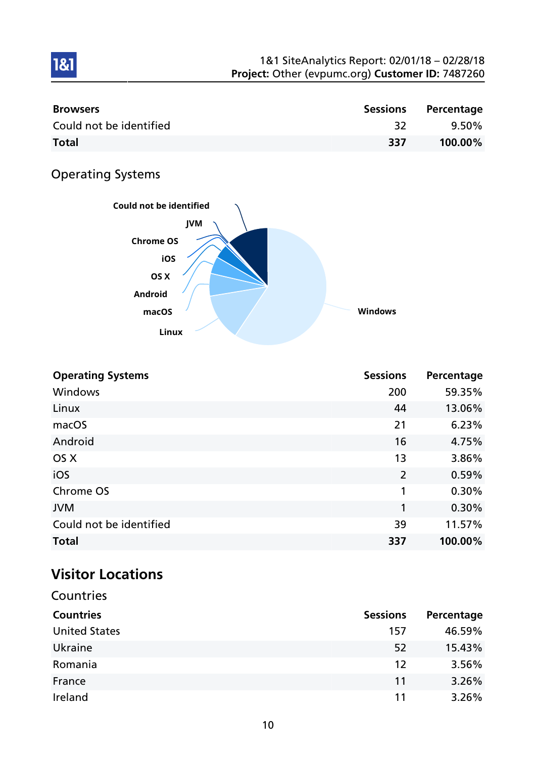| Browsers | Sessions | Percentage |
|---|---|---|
| Could not be identified | 32 | 9.50% |
| **Total** | **337** | **100.00%** |

## Operating Systems

| Operating Systems | Sessions | Percentage |
|---|---|---|
| Windows | 200 | 59.35% |
| Linux | 44 | 13.06% |
| macOS | 21 | 6.23% |
| Android | 16 | 4.75% |
| OS X | 13 | 3.86% |
| iOS | 2 | 0.59% |
| Chrome OS | 1 | 0.30% |
| JVM | 1 | 0.30% |
| Could not be identified | 39 | 11.57% |
| **Total** | **337** | **100.00%** |

# Visitor Locations

## Countries

| Countries | Sessions | Percentage |
|---|---|---|
| United States | 157 | 46.59% |
| Ukraine | 52 | 15.43% |
| Romania | 12 | 3.56% |
| France | 11 | 3.26% |
| Ireland | 11 | 3.26% |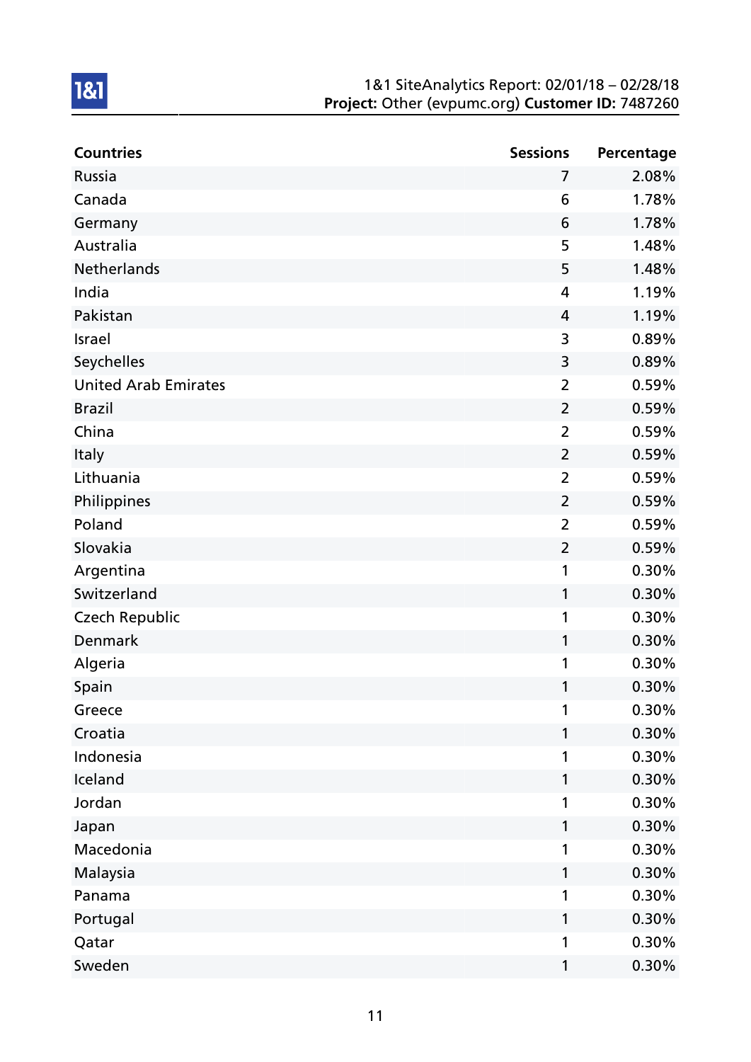| Countries | Sessions | Percentage |
|---|---|---|
| Russia | 7 | 2.08% |
| Canada | 6 | 1.78% |
| Germany | 6 | 1.78% |
| Australia | 5 | 1.48% |
| Netherlands | 5 | 1.48% |
| India | 4 | 1.19% |
| Pakistan | 4 | 1.19% |
| Israel | 3 | 0.89% |
| Seychelles | 3 | 0.89% |
| United Arab Emirates | 2 | 0.59% |
| Brazil | 2 | 0.59% |
| China | 2 | 0.59% |
| Italy | 2 | 0.59% |
| Lithuania | 2 | 0.59% |
| Philippines | 2 | 0.59% |
| Poland | 2 | 0.59% |
| Slovakia | 2 | 0.59% |
| Argentina | 1 | 0.30% |
| Switzerland | 1 | 0.30% |
| Czech Republic | 1 | 0.30% |
| Denmark | 1 | 0.30% |
| Algeria | 1 | 0.30% |
| Spain | 1 | 0.30% |
| Greece | 1 | 0.30% |
| Croatia | 1 | 0.30% |
| Indonesia | 1 | 0.30% |
| Iceland | 1 | 0.30% |
| Jordan | 1 | 0.30% |
| Japan | 1 | 0.30% |
| Macedonia | 1 | 0.30% |
| Malaysia | 1 | 0.30% |
| Panama | 1 | 0.30% |
| Portugal | 1 | 0.30% |
| Qatar | 1 | 0.30% |
| Sweden | 1 | 0.30% |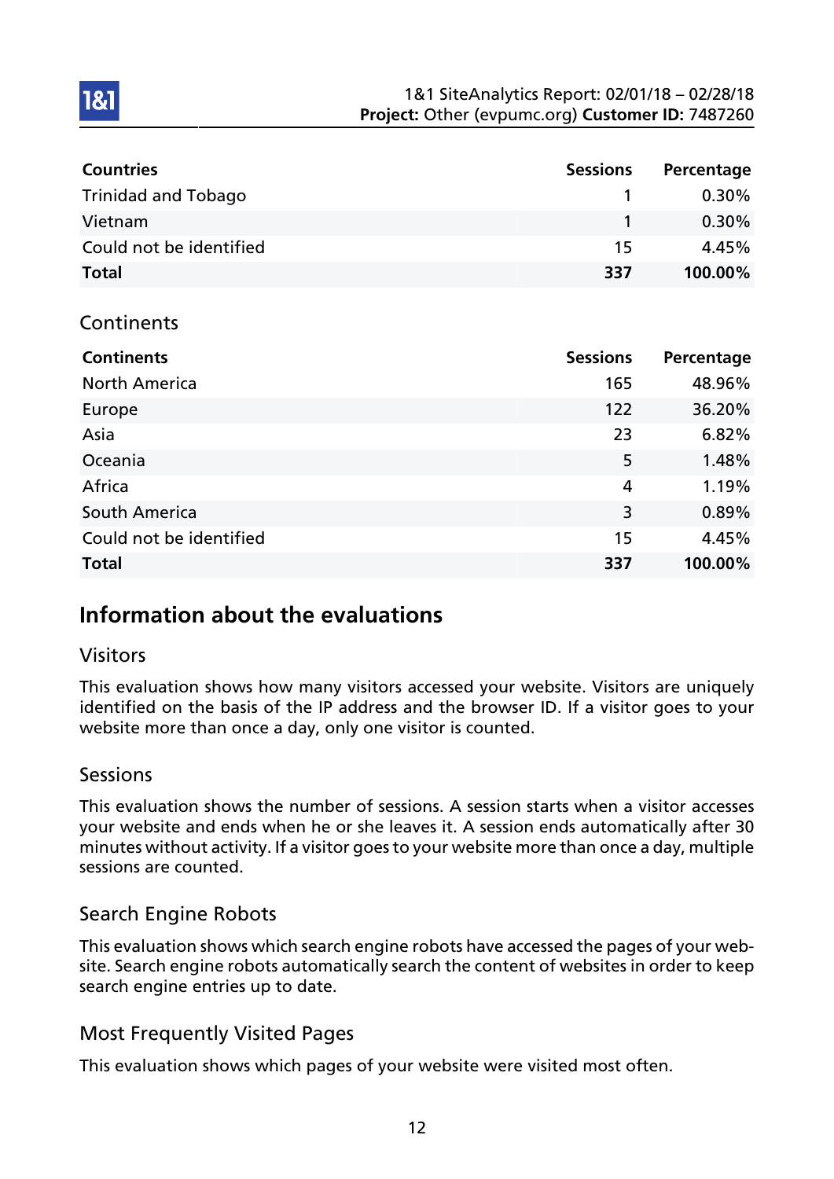| Countries | Sessions | Percentage |
|---|---|---|
| Trinidad and Tobago | 1 | 0.30% |
| Vietnam | 1 | 0.30% |
| Could not be identified | 15 | 4.45% |
| **Total** | **337** | **100.00%** |

### Continents

| Continents | Sessions | Percentage |
|---|---|---|
| North America | 165 | 48.96% |
| Europe | 122 | 36.20% |
| Asia | 23 | 6.82% |
| Oceania | 5 | 1.48% |
| Africa | 4 | 1.19% |
| South America | 3 | 0.89% |
| Could not be identified | 15 | 4.45% |
| **Total** | **337** | **100.00%** |

## Information about the evaluations

### Visitors

This evaluation shows how many visitors accessed your website. Visitors are uniquely identified on the basis of the IP address and the browser ID. If a visitor goes to your website more than once a day, only one visitor is counted.

### Sessions

This evaluation shows the number of sessions. A session starts when a visitor accesses your website and ends when he or she leaves it. A session ends automatically after 30 minutes without activity. If a visitor goes to your website more than once a day, multiple sessions are counted.

### Search Engine Robots

This evaluation shows which search engine robots have accessed the pages of your website. Search engine robots automatically search the content of websites in order to keep search engine entries up to date.

### Most Frequently Visited Pages

This evaluation shows which pages of your website were visited most often.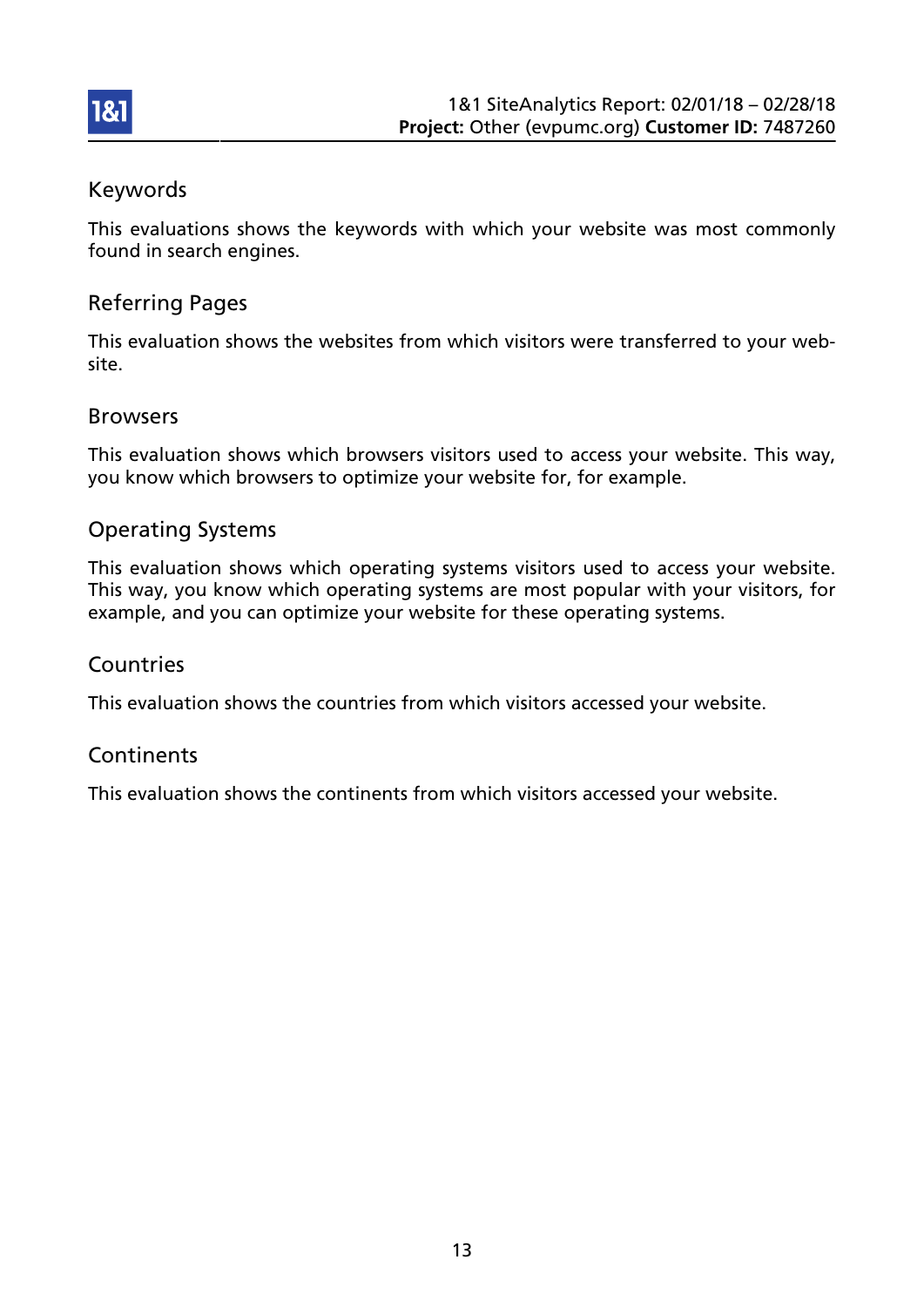## Keywords

This evaluations shows the keywords with which your website was most commonly found in search engines.

## Referring Pages

This evaluation shows the websites from which visitors were transferred to your website.

## Browsers

This evaluation shows which browsers visitors used to access your website. This way, you know which browsers to optimize your website for, for example.

## Operating Systems

This evaluation shows which operating systems visitors used to access your website. This way, you know which operating systems are most popular with your visitors, for example, and you can optimize your website for these operating systems.

## Countries

This evaluation shows the countries from which visitors accessed your website.

## Continents

This evaluation shows the continents from which visitors accessed your website.